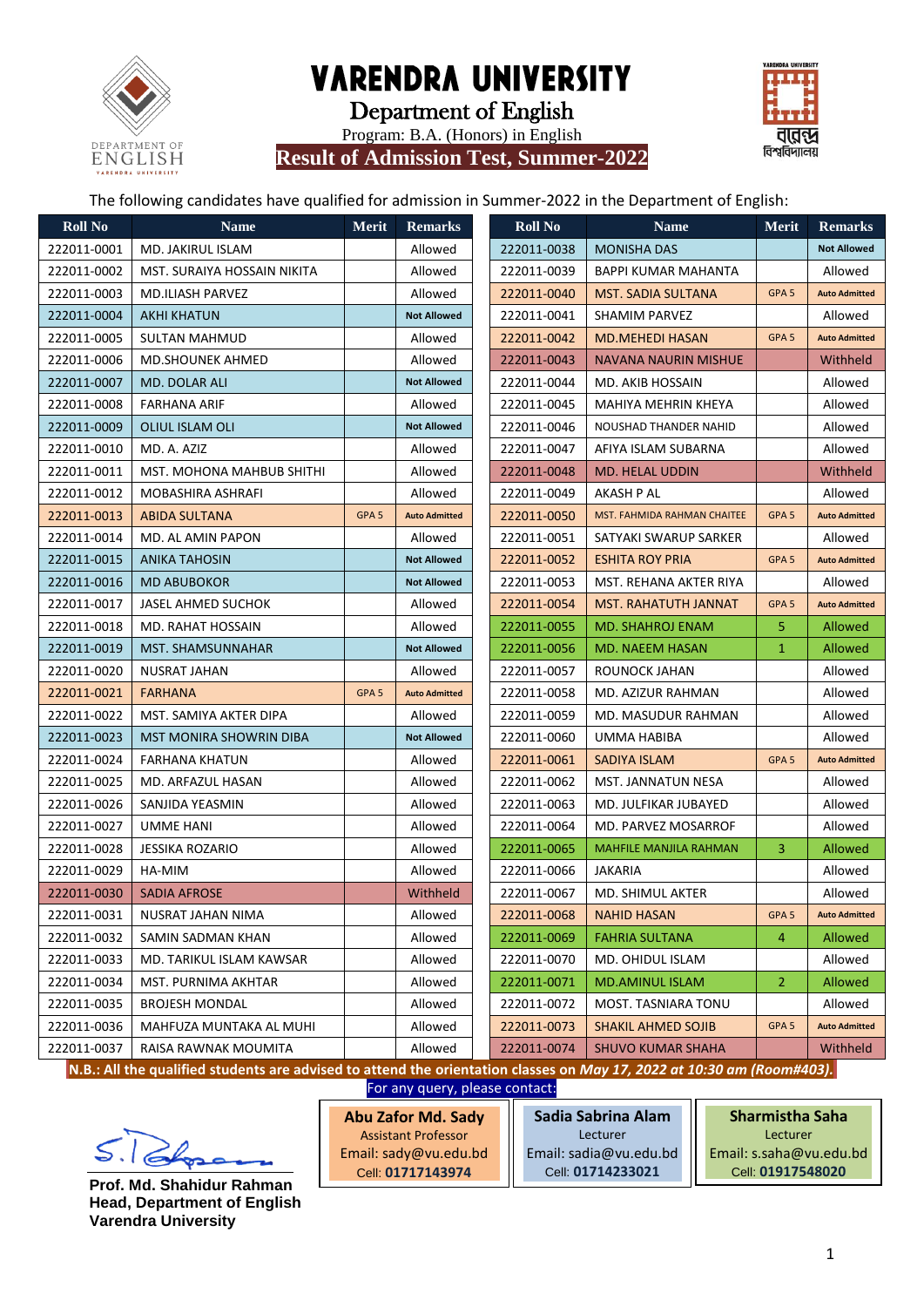# VARENDRA UNIVERSITY

## Department of English

Program: B.A. (Honors) in English

**Result of Admission Test, Summer-2022**

The following candidates have qualified for admission in Summer-2022 in the Department of English:

| Roll No | Name | Merit | Remarks |
|---|---|---|---|
| 222011-0001 | MD. JAKIRUL ISLAM | | Allowed |
| 222011-0002 | MST. SURAIYA HOSSAIN NIKITA | | Allowed |
| 222011-0003 | MD.ILIASH PARVEZ | | Allowed |
| 222011-0004 | AKHI KHATUN | | Not Allowed |
| 222011-0005 | SULTAN MAHMUD | | Allowed |
| 222011-0006 | MD.SHOUNEK AHMED | | Allowed |
| 222011-0007 | MD. DOLAR ALI | | Not Allowed |
| 222011-0008 | FARHANA ARIF | | Allowed |
| 222011-0009 | OLIUL ISLAM OLI | | Not Allowed |
| 222011-0010 | MD. A. AZIZ | | Allowed |
| 222011-0011 | MST. MOHONA MAHBUB SHITHI | | Allowed |
| 222011-0012 | MOBASHIRA ASHRAFI | | Allowed |
| 222011-0013 | ABIDA SULTANA | GPA 5 | Auto Admitted |
| 222011-0014 | MD. AL AMIN PAPON | | Allowed |
| 222011-0015 | ANIKA TAHOSIN | | Not Allowed |
| 222011-0016 | MD ABUBOKOR | | Not Allowed |
| 222011-0017 | JASEL AHMED SUCHOK | | Allowed |
| 222011-0018 | MD. RAHAT HOSSAIN | | Allowed |
| 222011-0019 | MST. SHAMSUNNAHAR | | Not Allowed |
| 222011-0020 | NUSRAT JAHAN | | Allowed |
| 222011-0021 | FARHANA | GPA 5 | Auto Admitted |
| 222011-0022 | MST. SAMIYA AKTER DIPA | | Allowed |
| 222011-0023 | MST MONIRA SHOWRIN DIBA | | Not Allowed |
| 222011-0024 | FARHANA KHATUN | | Allowed |
| 222011-0025 | MD. ARFAZUL HASAN | | Allowed |
| 222011-0026 | SANJIDA YEASMIN | | Allowed |
| 222011-0027 | UMME HANI | | Allowed |
| 222011-0028 | JESSIKA ROZARIO | | Allowed |
| 222011-0029 | HA-MIM | | Allowed |
| 222011-0030 | SADIA AFROSE | | Withheld |
| 222011-0031 | NUSRAT JAHAN NIMA | | Allowed |
| 222011-0032 | SAMIN SADMAN KHAN | | Allowed |
| 222011-0033 | MD. TARIKUL ISLAM KAWSAR | | Allowed |
| 222011-0034 | MST. PURNIMA AKHTAR | | Allowed |
| 222011-0035 | BROJESH MONDAL | | Allowed |
| 222011-0036 | MAHFUZA MUNTAKA AL MUHI | | Allowed |
| 222011-0037 | RAISA RAWNAK MOUMITA | | Allowed |
| 222011-0038 | MONISHA DAS | | Not Allowed |
| 222011-0039 | BAPPI KUMAR MAHANTA | | Allowed |
| 222011-0040 | MST. SADIA SULTANA | GPA 5 | Auto Admitted |
| 222011-0041 | SHAMIM PARVEZ | | Allowed |
| 222011-0042 | MD.MEHEDI HASAN | GPA 5 | Auto Admitted |
| 222011-0043 | NAVANA NAURIN MISHUE | | Withheld |
| 222011-0044 | MD. AKIB HOSSAIN | | Allowed |
| 222011-0045 | MAHIYA MEHRIN KHEYA | | Allowed |
| 222011-0046 | NOUSHAD THANDER NAHID | | Allowed |
| 222011-0047 | AFIYA ISLAM SUBARNA | | Allowed |
| 222011-0048 | MD. HELAL UDDIN | | Withheld |
| 222011-0049 | AKASH P AL | | Allowed |
| 222011-0050 | MST. FAHMIDA RAHMAN CHAITEE | GPA 5 | Auto Admitted |
| 222011-0051 | SATYAKI SWARUP SARKER | | Allowed |
| 222011-0052 | ESHITA ROY PRIA | GPA 5 | Auto Admitted |
| 222011-0053 | MST. REHANA AKTER RIYA | | Allowed |
| 222011-0054 | MST. RAHATUTH JANNAT | GPA 5 | Auto Admitted |
| 222011-0055 | MD. SHAHROJ ENAM | 5 | Allowed |
| 222011-0056 | MD. NAEEM HASAN | 1 | Allowed |
| 222011-0057 | ROUNOCK JAHAN | | Allowed |
| 222011-0058 | MD. AZIZUR RAHMAN | | Allowed |
| 222011-0059 | MD. MASUDUR RAHMAN | | Allowed |
| 222011-0060 | UMMA HABIBA | | Allowed |
| 222011-0061 | SADIYA ISLAM | GPA 5 | Auto Admitted |
| 222011-0062 | MST. JANNATUN NESA | | Allowed |
| 222011-0063 | MD. JULFIKAR JUBAYED | | Allowed |
| 222011-0064 | MD. PARVEZ MOSARROF | | Allowed |
| 222011-0065 | MAHFILE MANJILA RAHMAN | 3 | Allowed |
| 222011-0066 | JAKARIA | | Allowed |
| 222011-0067 | MD. SHIMUL AKTER | | Allowed |
| 222011-0068 | NAHID HASAN | GPA 5 | Auto Admitted |
| 222011-0069 | FAHRIA SULTANA | 4 | Allowed |
| 222011-0070 | MD. OHIDUL ISLAM | | Allowed |
| 222011-0071 | MD.AMINUL ISLAM | 2 | Allowed |
| 222011-0072 | MOST. TASNIARA TONU | | Allowed |
| 222011-0073 | SHAKIL AHMED SOJIB | GPA 5 | Auto Admitted |
| 222011-0074 | SHUVO KUMAR SHAHA | | Withheld |

**N.B.: All the qualified students are advised to attend the orientation classes on *May 17, 2022 at 10:30 am (Room#403).***

For any query, please contact:

| Abu Zafor Md. Sady | Sadia Sabrina Alam | Sharmistha Saha |
|---|---|---|
| Assistant Professor | Lecturer | Lecturer |
| Email: sady@vu.edu.bd | Email: sadia@vu.edu.bd | Email: s.saha@vu.edu.bd |
| Cell: **01717143974** | Cell: **01714233021** | Cell: **01917548020** |

**Prof. Md. Shahidur Rahman**
**Head, Department of English**
**Varendra University**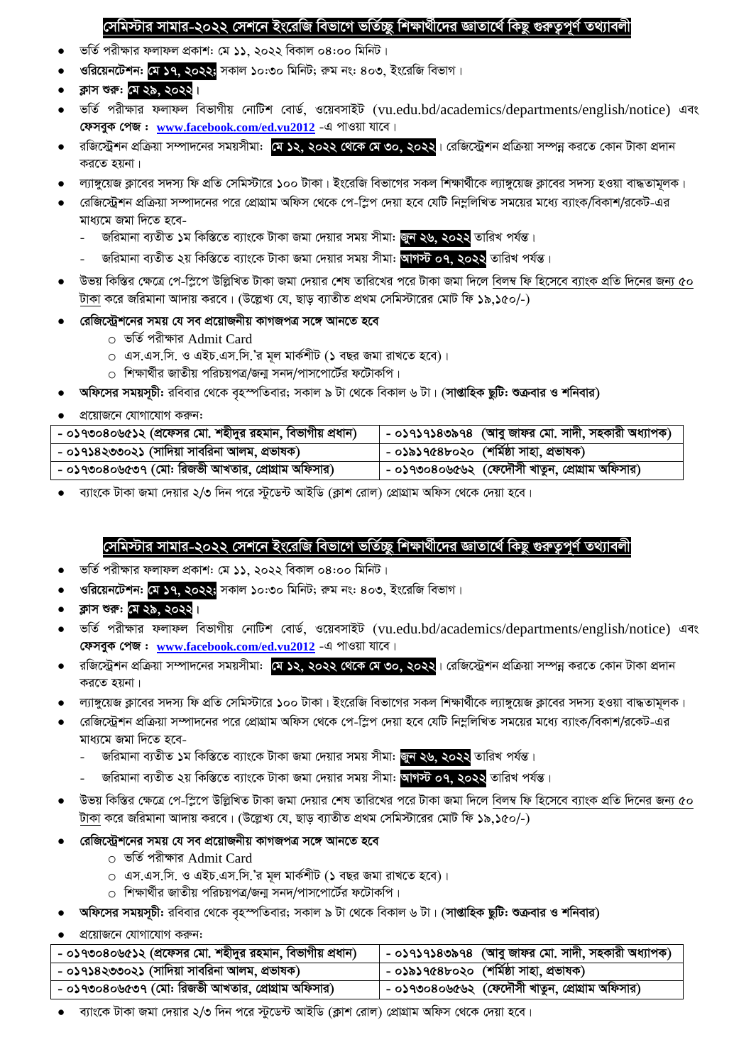## সেমিস্টার সামার-২০২২ সেশনে ইংরেজি বিভাগে ভর্তিচ্ছু শিক্ষার্থীদের জ্ঞাতার্থে কিছু গুরুত্বপূর্ণ তথ্যাবলী

- ভর্তি পরীক্ষার ফলাফল প্রকাশ: মে ১১, ২০২২ বিকাল ০৪:০০ মিনিট।
- **ওরিয়েন্টেশন: মে ১৭, ২০২২;** সকাল ১০:৩০ মিনিট; রুম নং: ৪০৩, ইংরেজি বিভাগ।
- **ক্লাস শুরু: মে ২৯, ২০২২।**
- ভর্তি পরীক্ষার ফলাফল বিভাগীয় নোটিশ বোর্ড, ওয়েবসাইট (vu.edu.bd/academics/departments/english/notice) এবং **ফেসবুক পেজ : www.facebook.com/ed.vu2012** -এ পাওয়া যাবে।
- রজিস্ট্রেশন প্রক্রিয়া সম্পাদনের সময়সীমা: **মে ১২, ২০২২ থেকে মে ৩০, ২০২২।** রেজিস্ট্রেশন প্রক্রিয়া সম্পন্ন করতে কোন টাকা প্রদান করতে হয়না।
- ল্যাঙ্গুয়েজ ক্লাবের সদস্য ফি প্রতি সেমিস্টারে ১০০ টাকা। ইংরেজি বিভাগের সকল শিক্ষার্থীকে ল্যাঙ্গুয়েজ ক্লাবের সদস্য হওয়া বাধ্বতামূলক।
- রেজিস্ট্রেশন প্রক্রিয়া সম্পাদনের পরে প্রোগ্রাম অফিস থেকে পে-স্লিপ দেয়া হবে যেটি নিম্নলিখিত সময়ের মধ্যে ব্যাংক/বিকাশ/রকেট-এর মাধ্যমে জমা দিতে হবে-
  - জরিমানা ব্যতীত ১ম কিস্তিতে ব্যাংকে টাকা জমা দেয়ার সময় সীমা: **জুন ২৬, ২০২২** তারিখ পর্যন্ত।
  - জরিমানা ব্যতীত ২য় কিস্তিতে ব্যাংকে টাকা জমা দেয়ার সময় সীমা: **আগস্ট ০৭, ২০২২** তারিখ পর্যন্ত।
- উভয় কিস্তির ক্ষেত্রে পে-স্লিপে উল্লিখিত টাকা জমা দেয়ার শেষ তারিখের পরে টাকা জমা দিলে বিলম্ব ফি হিসেবে ব্যাংক প্রতি দিনের জন্য ৫০ টাকা করে জরিমানা আদায় করবে। (উল্লেখ্য যে, ছাড় ব্যতীত প্রথম সেমিস্টারের মোট ফি ১৯,১৫০/-)
- **রেজিস্ট্রেশনের সময় যে সব প্রয়োজনীয় কাগজপত্র সঙ্গে আনতে হবে**
  - ভর্তি পরীক্ষার Admit Card
  - এস.এস.সি. ও এইচ.এস.সি.'র মূল মার্কশীট (১ বছর জমা রাখতে হবে)।
  - শিক্ষার্থীর জাতীয় পরিচয়পত্র/জন্ম সনদ/পাসপোর্টের ফটোকপি।
- **অফিসের সময়সূচী:** রবিবার থেকে বৃহস্পতিবার; সকাল ৯ টা থেকে বিকাল ৬ টা। **(সাপ্তাহিক ছুটি: শুক্রবার ও শনিবার)**
- প্রয়োজনে যোগাযোগ করুন:

| | |
|---|---|
| - ০১৭৩০৪০৬৫১২ (প্রফেসর মো. শহীদুর রহমান, বিভাগীয় প্রধান) | - ০১৭১৭১৪৩৯৭৪ (আবু জাফর মো. সাদী, সহকারী অধ্যাপক) |
| - ০১৭১৪২৩৩০২১ (সাদিয়া সাবরিনা আলম, প্রভাষক) | - ০১৯১৭৫৪৮০২০ (শর্মিষ্ঠা সাহা, প্রভাষক) |
| - ০১৭৩০৪০৬৫৩৭ (মো: রিজভী আখতার, প্রোগ্রাম অফিসার) | - ০১৭৩০৪০৬৫৬২ (ফেরদৌসী খাতুন, প্রোগ্রাম অফিসার) |

- ব্যাংকে টাকা জমা দেয়ার ২/৩ দিন পরে স্টুডেন্ট আইডি (ক্লাশ রোল) প্রোগ্রাম অফিস থেকে দেয়া হবে।

## সেমিস্টার সামার-২০২২ সেশনে ইংরেজি বিভাগে ভর্তিচ্ছু শিক্ষার্থীদের জ্ঞাতার্থে কিছু গুরুত্বপূর্ণ তথ্যাবলী

- ভর্তি পরীক্ষার ফলাফল প্রকাশ: মে ১১, ২০২২ বিকাল ০৪:০০ মিনিট।
- **ওরিয়েন্টেশন: মে ১৭, ২০২২;** সকাল ১০:৩০ মিনিট; রুম নং: ৪০৩, ইংরেজি বিভাগ।
- **ক্লাস শুরু: মে ২৯, ২০২২।**
- ভর্তি পরীক্ষার ফলাফল বিভাগীয় নোটিশ বোর্ড, ওয়েবসাইট (vu.edu.bd/academics/departments/english/notice) এবং **ফেসবুক পেজ : www.facebook.com/ed.vu2012** -এ পাওয়া যাবে।
- রজিস্ট্রেশন প্রক্রিয়া সম্পাদনের সময়সীমা: **মে ১২, ২০২২ থেকে মে ৩০, ২০২২।** রেজিস্ট্রেশন প্রক্রিয়া সম্পন্ন করতে কোন টাকা প্রদান করতে হয়না।
- ল্যাঙ্গুয়েজ ক্লাবের সদস্য ফি প্রতি সেমিস্টারে ১০০ টাকা। ইংরেজি বিভাগের সকল শিক্ষার্থীকে ল্যাঙ্গুয়েজ ক্লাবের সদস্য হওয়া বাধ্বতামূলক।
- রেজিস্ট্রেশন প্রক্রিয়া সম্পাদনের পরে প্রোগ্রাম অফিস থেকে পে-স্লিপ দেয়া হবে যেটি নিম্নলিখিত সময়ের মধ্যে ব্যাংক/বিকাশ/রকেট-এর মাধ্যমে জমা দিতে হবে-
  - জরিমানা ব্যতীত ১ম কিস্তিতে ব্যাংকে টাকা জমা দেয়ার সময় সীমা: **জুন ২৬, ২০২২** তারিখ পর্যন্ত।
  - জরিমানা ব্যতীত ২য় কিস্তিতে ব্যাংকে টাকা জমা দেয়ার সময় সীমা: **আগস্ট ০৭, ২০২২** তারিখ পর্যন্ত।
- উভয় কিস্তির ক্ষেত্রে পে-স্লিপে উল্লিখিত টাকা জমা দেয়ার শেষ তারিখের পরে টাকা জমা দিলে বিলম্ব ফি হিসেবে ব্যাংক প্রতি দিনের জন্য ৫০ টাকা করে জরিমানা আদায় করবে। (উল্লেখ্য যে, ছাড় ব্যতীত প্রথম সেমিস্টারের মোট ফি ১৯,১৫০/-)
- **রেজিস্ট্রেশনের সময় যে সব প্রয়োজনীয় কাগজপত্র সঙ্গে আনতে হবে**
  - ভর্তি পরীক্ষার Admit Card
  - এস.এস.সি. ও এইচ.এস.সি.'র মূল মার্কশীট (১ বছর জমা রাখতে হবে)।
  - শিক্ষার্থীর জাতীয় পরিচয়পত্র/জন্ম সনদ/পাসপোর্টের ফটোকপি।
- **অফিসের সময়সূচী:** রবিবার থেকে বৃহস্পতিবার; সকাল ৯ টা থেকে বিকাল ৬ টা। **(সাপ্তাহিক ছুটি: শুক্রবার ও শনিবার)**
- প্রয়োজনে যোগাযোগ করুন:

| | |
|---|---|
| - ০১৭৩০৪০৬৫১২ (প্রফেসর মো. শহীদুর রহমান, বিভাগীয় প্রধান) | - ০১৭১৭১৪৩৯৭৪ (আবু জাফর মো. সাদী, সহকারী অধ্যাপক) |
| - ০১৭১৪২৩৩০২১ (সাদিয়া সাবরিনা আলম, প্রভাষক) | - ০১৯১৭৫৪৮০২০ (শর্মিষ্ঠা সাহা, প্রভাষক) |
| - ০১৭৩০৪০৬৫৩৭ (মো: রিজভী আখতার, প্রোগ্রাম অফিসার) | - ০১৭৩০৪০৬৫৬২ (ফেরদৌসী খাতুন, প্রোগ্রাম অফিসার) |

- ব্যাংকে টাকা জমা দেয়ার ২/৩ দিন পরে স্টুডেন্ট আইডি (ক্লাশ রোল) প্রোগ্রাম অফিস থেকে দেয়া হবে।